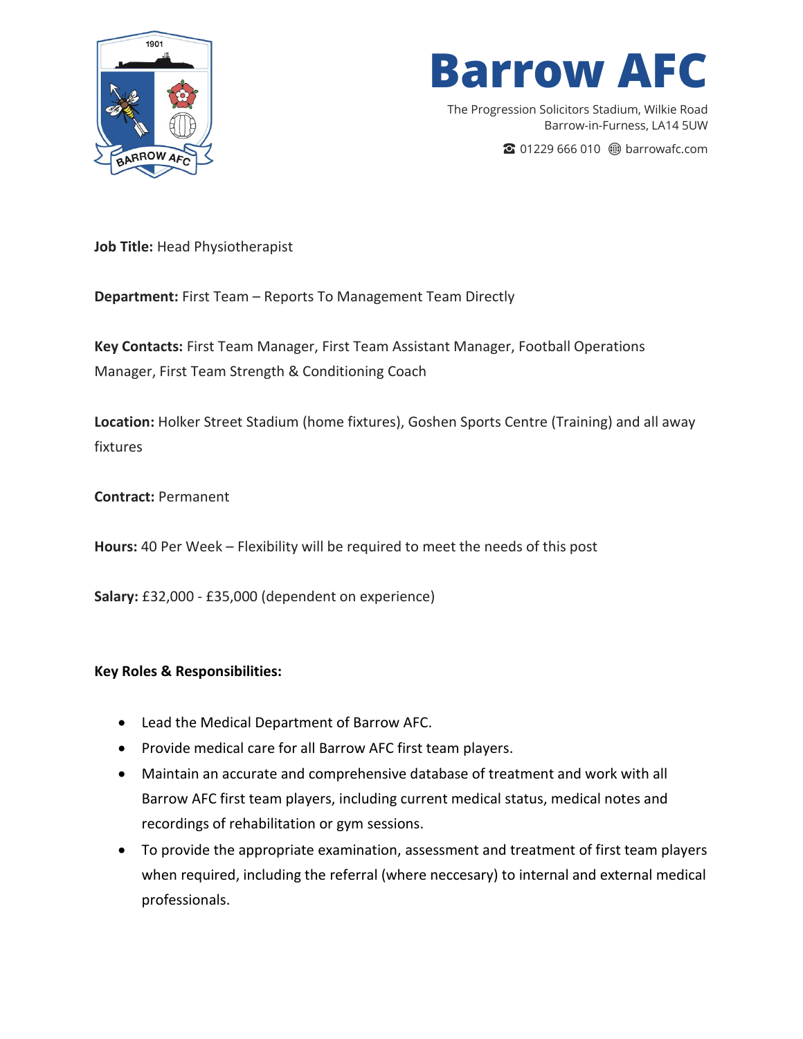# Barrow AFC

The Progression Solicitors Stadium, Wilkie Road
Barrow-in-Furness, LA14 5UW

☎ 01229 666 010 🌐 barrowafc.com

**Job Title:** Head Physiotherapist

**Department:** First Team – Reports To Management Team Directly

**Key Contacts:** First Team Manager, First Team Assistant Manager, Football Operations Manager, First Team Strength & Conditioning Coach

**Location:** Holker Street Stadium (home fixtures), Goshen Sports Centre (Training) and all away fixtures

**Contract:** Permanent

**Hours:** 40 Per Week – Flexibility will be required to meet the needs of this post

**Salary:** £32,000 - £35,000 (dependent on experience)

**Key Roles & Responsibilities:**

- Lead the Medical Department of Barrow AFC.
- Provide medical care for all Barrow AFC first team players.
- Maintain an accurate and comprehensive database of treatment and work with all Barrow AFC first team players, including current medical status, medical notes and recordings of rehabilitation or gym sessions.
- To provide the appropriate examination, assessment and treatment of first team players when required, including the referral (where neccesary) to internal and external medical professionals.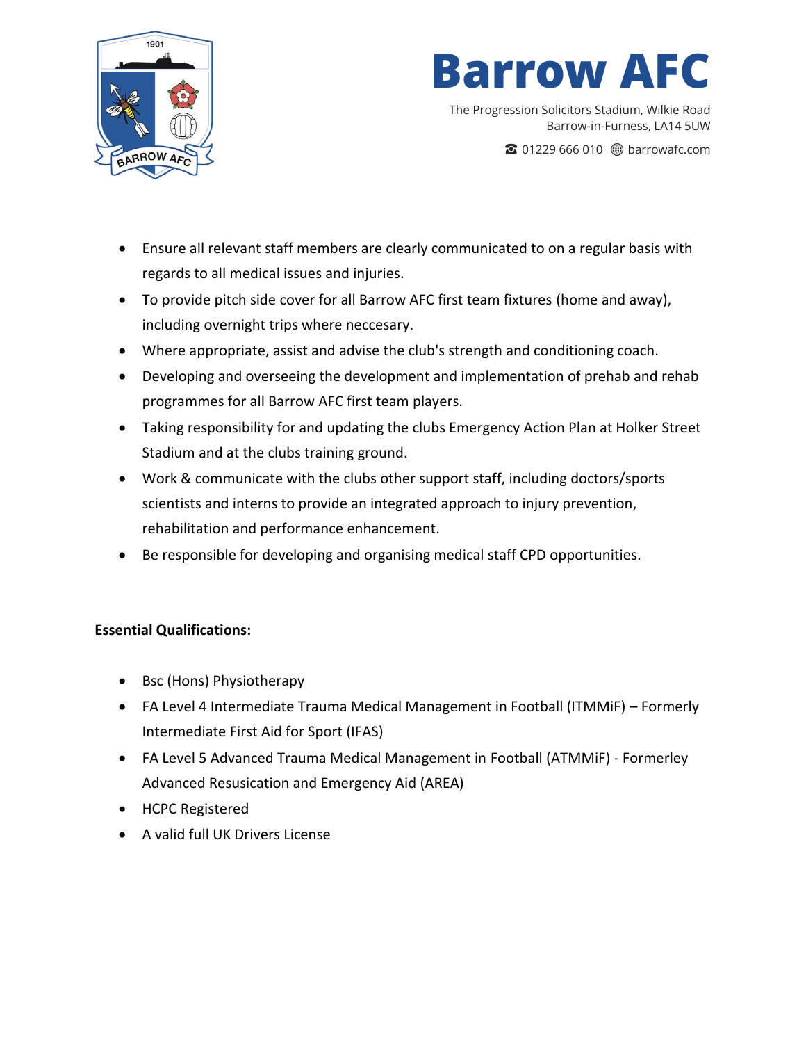- Ensure all relevant staff members are clearly communicated to on a regular basis with regards to all medical issues and injuries.
- To provide pitch side cover for all Barrow AFC first team fixtures (home and away), including overnight trips where neccesary.
- Where appropriate, assist and advise the club's strength and conditioning coach.
- Developing and overseeing the development and implementation of prehab and rehab programmes for all Barrow AFC first team players.
- Taking responsibility for and updating the clubs Emergency Action Plan at Holker Street Stadium and at the clubs training ground.
- Work & communicate with the clubs other support staff, including doctors/sports scientists and interns to provide an integrated approach to injury prevention, rehabilitation and performance enhancement.
- Be responsible for developing and organising medical staff CPD opportunities.

**Essential Qualifications:**

- Bsc (Hons) Physiotherapy
- FA Level 4 Intermediate Trauma Medical Management in Football (ITMMiF) – Formerly Intermediate First Aid for Sport (IFAS)
- FA Level 5 Advanced Trauma Medical Management in Football (ATMMiF) - Formerley Advanced Resusication and Emergency Aid (AREA)
- HCPC Registered
- A valid full UK Drivers License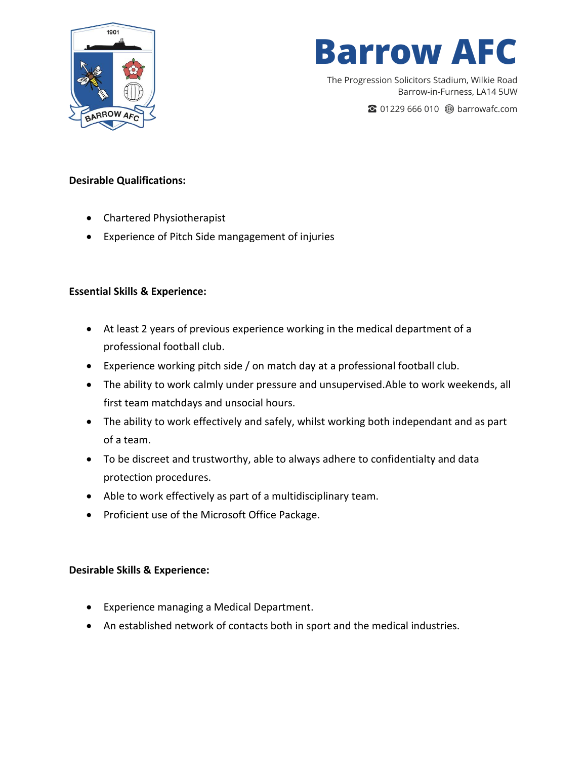**Desirable Qualifications:**

- Chartered Physiotherapist
- Experience of Pitch Side mangagement of injuries

**Essential Skills & Experience:**

- At least 2 years of previous experience working in the medical department of a professional football club.
- Experience working pitch side / on match day at a professional football club.
- The ability to work calmly under pressure and unsupervised.Able to work weekends, all first team matchdays and unsocial hours.
- The ability to work effectively and safely, whilst working both independant and as part of a team.
- To be discreet and trustworthy, able to always adhere to confidentialty and data protection procedures.
- Able to work effectively as part of a multidisciplinary team.
- Proficient use of the Microsoft Office Package.

**Desirable Skills & Experience:**

- Experience managing a Medical Department.
- An established network of contacts both in sport and the medical industries.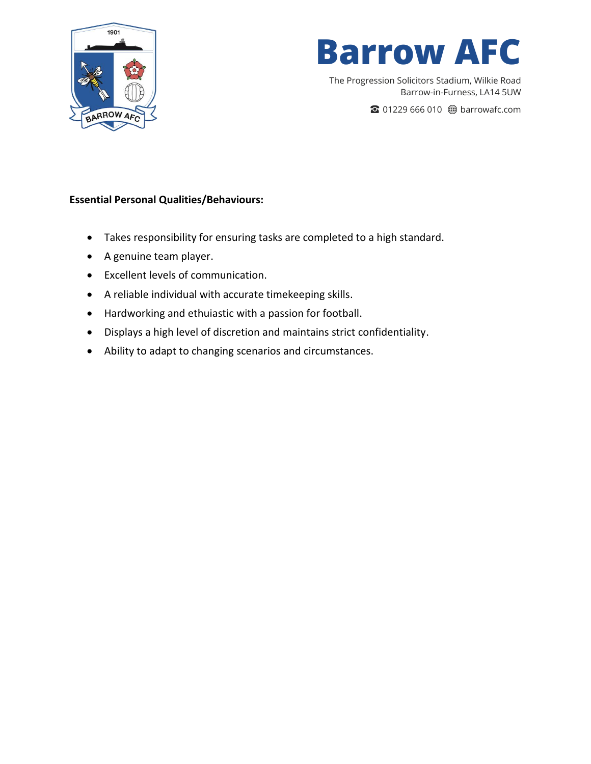**Essential Personal Qualities/Behaviours:**

- Takes responsibility for ensuring tasks are completed to a high standard.
- A genuine team player.
- Excellent levels of communication.
- A reliable individual with accurate timekeeping skills.
- Hardworking and ethuiastic with a passion for football.
- Displays a high level of discretion and maintains strict confidentiality.
- Ability to adapt to changing scenarios and circumstances.